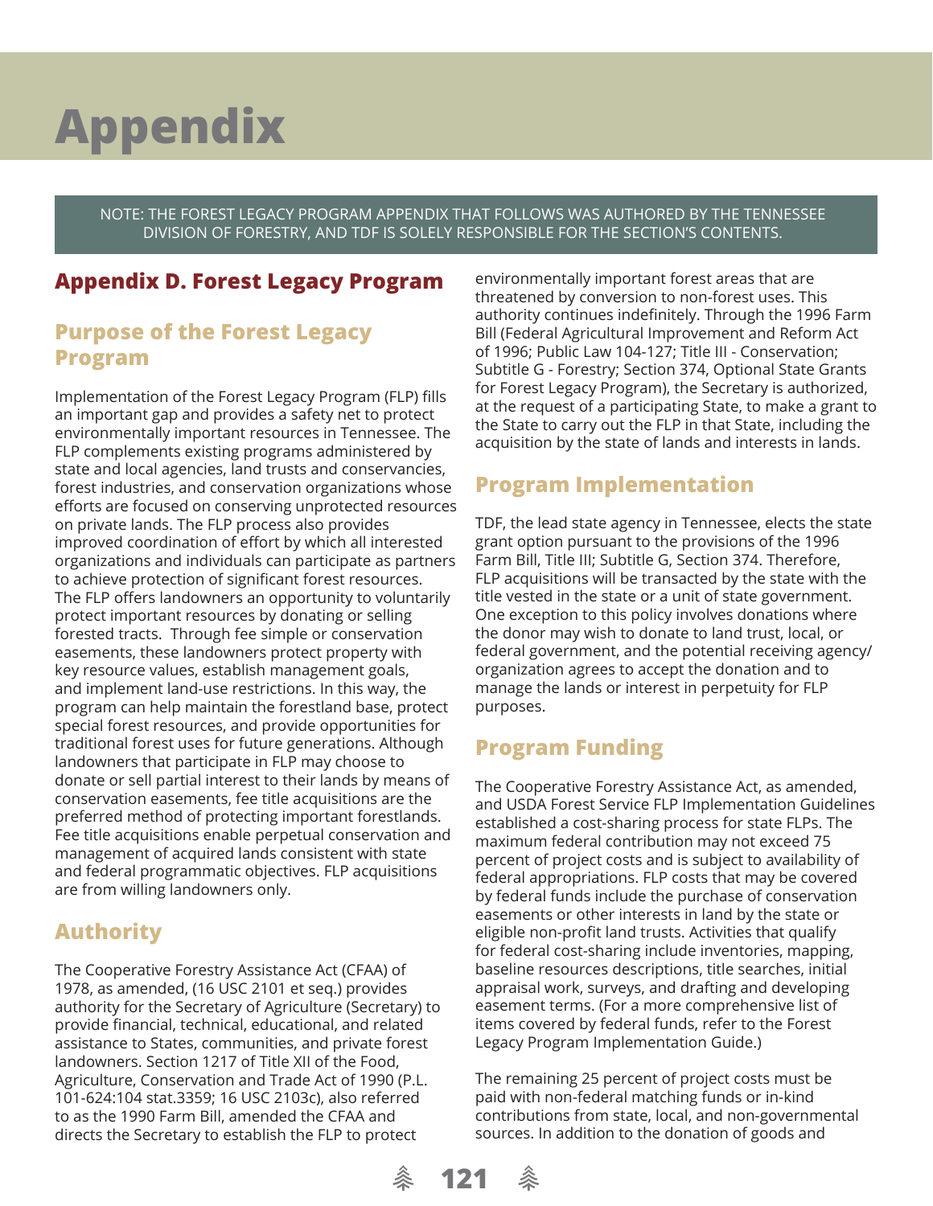# Appendix

NOTE: THE FOREST LEGACY PROGRAM APPENDIX THAT FOLLOWS WAS AUTHORED BY THE TENNESSEE DIVISION OF FORESTRY, AND TDF IS SOLELY RESPONSIBLE FOR THE SECTION'S CONTENTS.

## Appendix D. Forest Legacy Program

### Purpose of the Forest Legacy Program

Implementation of the Forest Legacy Program (FLP) fills an important gap and provides a safety net to protect environmentally important resources in Tennessee. The FLP complements existing programs administered by state and local agencies, land trusts and conservancies, forest industries, and conservation organizations whose efforts are focused on conserving unprotected resources on private lands. The FLP process also provides improved coordination of effort by which all interested organizations and individuals can participate as partners to achieve protection of significant forest resources. The FLP offers landowners an opportunity to voluntarily protect important resources by donating or selling forested tracts. Through fee simple or conservation easements, these landowners protect property with key resource values, establish management goals, and implement land-use restrictions. In this way, the program can help maintain the forestland base, protect special forest resources, and provide opportunities for traditional forest uses for future generations. Although landowners that participate in FLP may choose to donate or sell partial interest to their lands by means of conservation easements, fee title acquisitions are the preferred method of protecting important forestlands. Fee title acquisitions enable perpetual conservation and management of acquired lands consistent with state and federal programmatic objectives. FLP acquisitions are from willing landowners only.

### Authority

The Cooperative Forestry Assistance Act (CFAA) of 1978, as amended, (16 USC 2101 et seq.) provides authority for the Secretary of Agriculture (Secretary) to provide financial, technical, educational, and related assistance to States, communities, and private forest landowners. Section 1217 of Title XII of the Food, Agriculture, Conservation and Trade Act of 1990 (P.L. 101-624:104 stat.3359; 16 USC 2103c), also referred to as the 1990 Farm Bill, amended the CFAA and directs the Secretary to establish the FLP to protect environmentally important forest areas that are threatened by conversion to non-forest uses. This authority continues indefinitely. Through the 1996 Farm Bill (Federal Agricultural Improvement and Reform Act of 1996; Public Law 104-127; Title III - Conservation; Subtitle G - Forestry; Section 374, Optional State Grants for Forest Legacy Program), the Secretary is authorized, at the request of a participating State, to make a grant to the State to carry out the FLP in that State, including the acquisition by the state of lands and interests in lands.

### Program Implementation

TDF, the lead state agency in Tennessee, elects the state grant option pursuant to the provisions of the 1996 Farm Bill, Title III; Subtitle G, Section 374. Therefore, FLP acquisitions will be transacted by the state with the title vested in the state or a unit of state government. One exception to this policy involves donations where the donor may wish to donate to land trust, local, or federal government, and the potential receiving agency/organization agrees to accept the donation and to manage the lands or interest in perpetuity for FLP purposes.

### Program Funding

The Cooperative Forestry Assistance Act, as amended, and USDA Forest Service FLP Implementation Guidelines established a cost-sharing process for state FLPs. The maximum federal contribution may not exceed 75 percent of project costs and is subject to availability of federal appropriations. FLP costs that may be covered by federal funds include the purchase of conservation easements or other interests in land by the state or eligible non-profit land trusts. Activities that qualify for federal cost-sharing include inventories, mapping, baseline resources descriptions, title searches, initial appraisal work, surveys, and drafting and developing easement terms. (For a more comprehensive list of items covered by federal funds, refer to the Forest Legacy Program Implementation Guide.)

The remaining 25 percent of project costs must be paid with non-federal matching funds or in-kind contributions from state, local, and non-governmental sources. In addition to the donation of goods and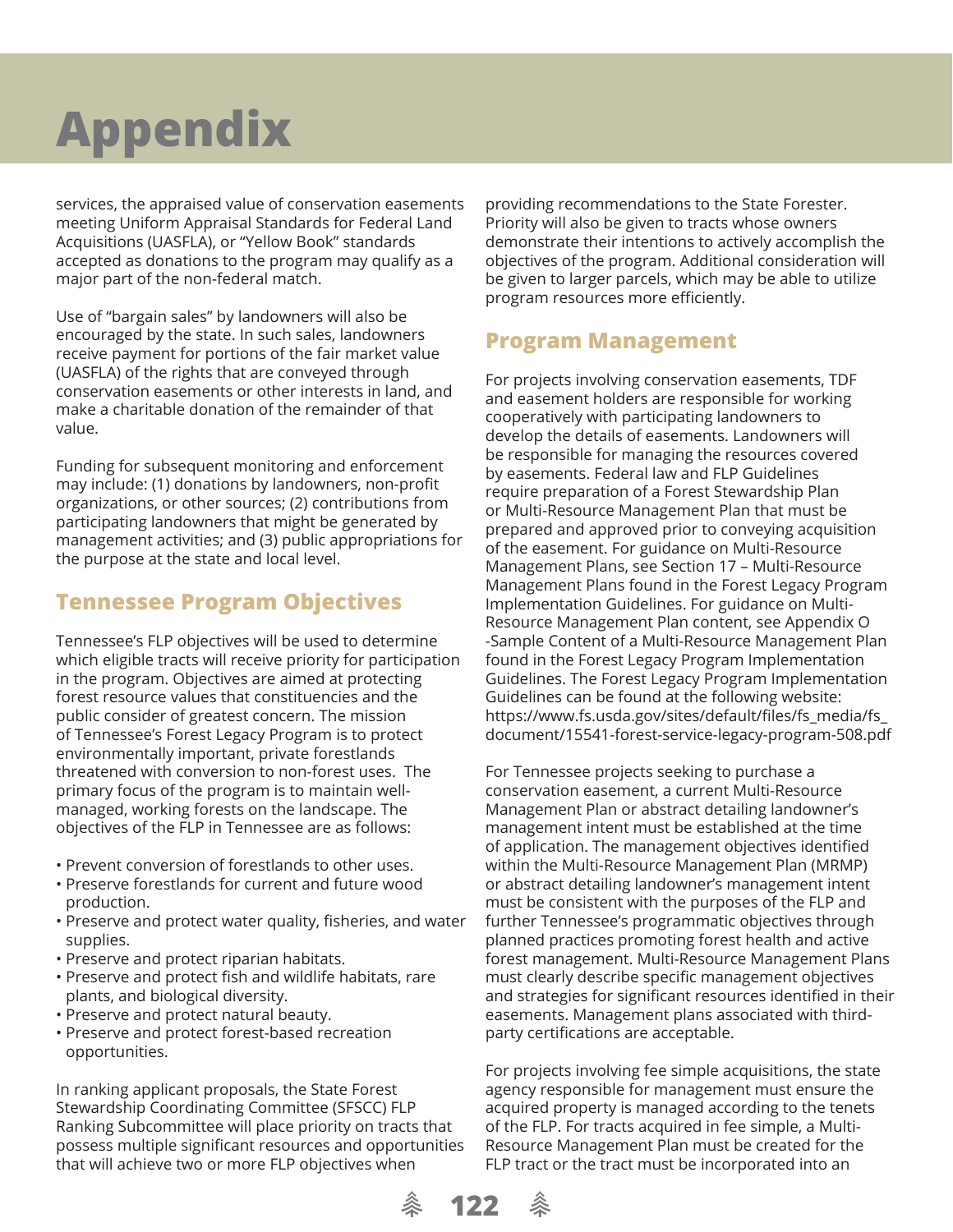# Appendix

services, the appraised value of conservation easements meeting Uniform Appraisal Standards for Federal Land Acquisitions (UASFLA), or "Yellow Book" standards accepted as donations to the program may qualify as a major part of the non-federal match.

Use of "bargain sales" by landowners will also be encouraged by the state. In such sales, landowners receive payment for portions of the fair market value (UASFLA) of the rights that are conveyed through conservation easements or other interests in land, and make a charitable donation of the remainder of that value.

Funding for subsequent monitoring and enforcement may include: (1) donations by landowners, non-profit organizations, or other sources; (2) contributions from participating landowners that might be generated by management activities; and (3) public appropriations for the purpose at the state and local level.

## Tennessee Program Objectives

Tennessee's FLP objectives will be used to determine which eligible tracts will receive priority for participation in the program. Objectives are aimed at protecting forest resource values that constituencies and the public consider of greatest concern. The mission of Tennessee's Forest Legacy Program is to protect environmentally important, private forestlands threatened with conversion to non-forest uses. The primary focus of the program is to maintain well-managed, working forests on the landscape. The objectives of the FLP in Tennessee are as follows:

- Prevent conversion of forestlands to other uses.
- Preserve forestlands for current and future wood production.
- Preserve and protect water quality, fisheries, and water supplies.
- Preserve and protect riparian habitats.
- Preserve and protect fish and wildlife habitats, rare plants, and biological diversity.
- Preserve and protect natural beauty.
- Preserve and protect forest-based recreation opportunities.

In ranking applicant proposals, the State Forest Stewardship Coordinating Committee (SFSCC) FLP Ranking Subcommittee will place priority on tracts that possess multiple significant resources and opportunities that will achieve two or more FLP objectives when providing recommendations to the State Forester. Priority will also be given to tracts whose owners demonstrate their intentions to actively accomplish the objectives of the program. Additional consideration will be given to larger parcels, which may be able to utilize program resources more efficiently.

## Program Management

For projects involving conservation easements, TDF and easement holders are responsible for working cooperatively with participating landowners to develop the details of easements. Landowners will be responsible for managing the resources covered by easements. Federal law and FLP Guidelines require preparation of a Forest Stewardship Plan or Multi-Resource Management Plan that must be prepared and approved prior to conveying acquisition of the easement. For guidance on Multi-Resource Management Plans, see Section 17 – Multi-Resource Management Plans found in the Forest Legacy Program Implementation Guidelines. For guidance on Multi-Resource Management Plan content, see Appendix O -Sample Content of a Multi-Resource Management Plan found in the Forest Legacy Program Implementation Guidelines. The Forest Legacy Program Implementation Guidelines can be found at the following website: https://www.fs.usda.gov/sites/default/files/fs_media/fs_document/15541-forest-service-legacy-program-508.pdf

For Tennessee projects seeking to purchase a conservation easement, a current Multi-Resource Management Plan or abstract detailing landowner's management intent must be established at the time of application. The management objectives identified within the Multi-Resource Management Plan (MRMP) or abstract detailing landowner's management intent must be consistent with the purposes of the FLP and further Tennessee's programmatic objectives through planned practices promoting forest health and active forest management. Multi-Resource Management Plans must clearly describe specific management objectives and strategies for significant resources identified in their easements. Management plans associated with third-party certifications are acceptable.

For projects involving fee simple acquisitions, the state agency responsible for management must ensure the acquired property is managed according to the tenets of the FLP. For tracts acquired in fee simple, a Multi-Resource Management Plan must be created for the FLP tract or the tract must be incorporated into an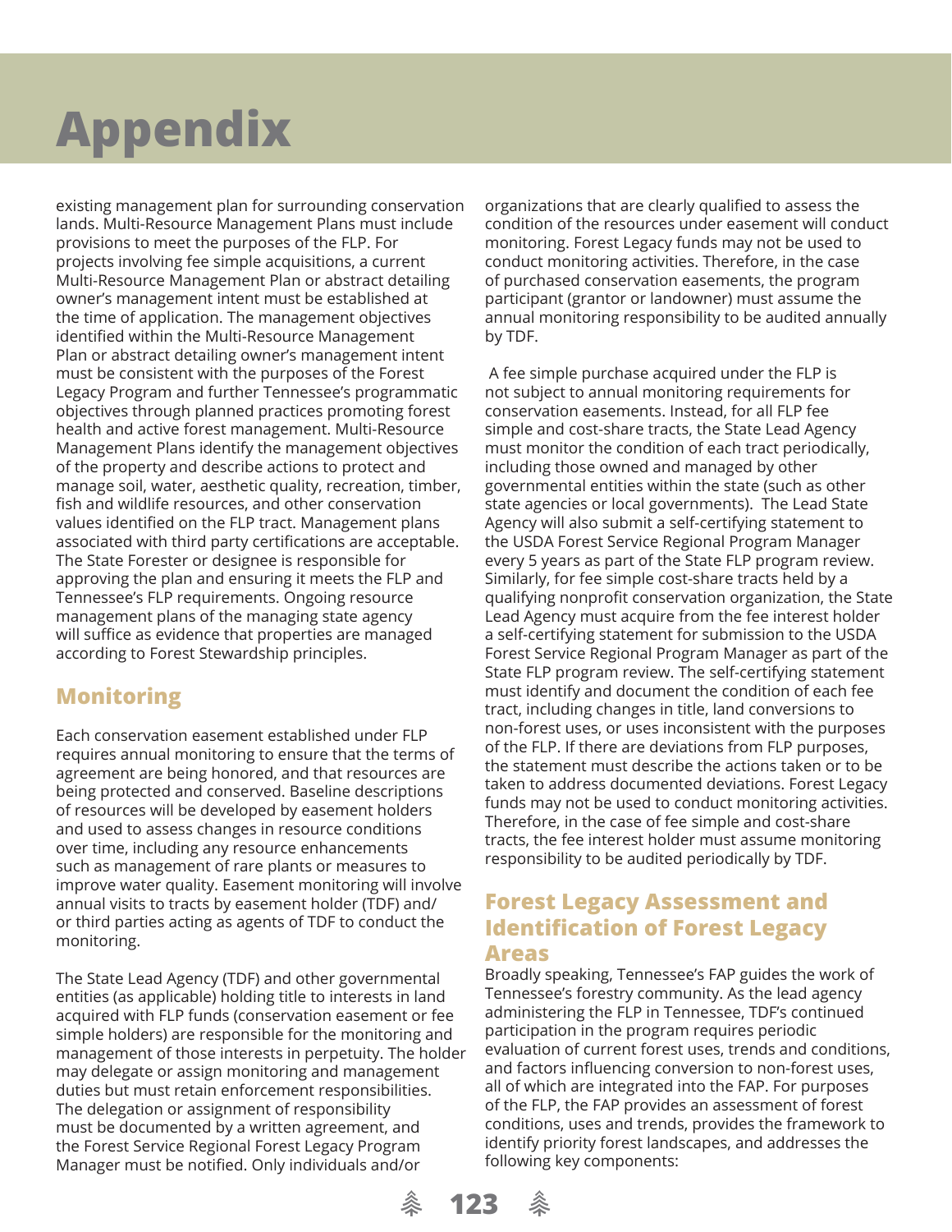# Appendix

existing management plan for surrounding conservation lands. Multi-Resource Management Plans must include provisions to meet the purposes of the FLP. For projects involving fee simple acquisitions, a current Multi-Resource Management Plan or abstract detailing owner's management intent must be established at the time of application. The management objectives identified within the Multi-Resource Management Plan or abstract detailing owner's management intent must be consistent with the purposes of the Forest Legacy Program and further Tennessee's programmatic objectives through planned practices promoting forest health and active forest management. Multi-Resource Management Plans identify the management objectives of the property and describe actions to protect and manage soil, water, aesthetic quality, recreation, timber, fish and wildlife resources, and other conservation values identified on the FLP tract. Management plans associated with third party certifications are acceptable. The State Forester or designee is responsible for approving the plan and ensuring it meets the FLP and Tennessee's FLP requirements. Ongoing resource management plans of the managing state agency will suffice as evidence that properties are managed according to Forest Stewardship principles.

## Monitoring

Each conservation easement established under FLP requires annual monitoring to ensure that the terms of agreement are being honored, and that resources are being protected and conserved. Baseline descriptions of resources will be developed by easement holders and used to assess changes in resource conditions over time, including any resource enhancements such as management of rare plants or measures to improve water quality. Easement monitoring will involve annual visits to tracts by easement holder (TDF) and/or third parties acting as agents of TDF to conduct the monitoring.

The State Lead Agency (TDF) and other governmental entities (as applicable) holding title to interests in land acquired with FLP funds (conservation easement or fee simple holders) are responsible for the monitoring and management of those interests in perpetuity. The holder may delegate or assign monitoring and management duties but must retain enforcement responsibilities. The delegation or assignment of responsibility must be documented by a written agreement, and the Forest Service Regional Forest Legacy Program Manager must be notified. Only individuals and/or organizations that are clearly qualified to assess the condition of the resources under easement will conduct monitoring. Forest Legacy funds may not be used to conduct monitoring activities. Therefore, in the case of purchased conservation easements, the program participant (grantor or landowner) must assume the annual monitoring responsibility to be audited annually by TDF.

A fee simple purchase acquired under the FLP is not subject to annual monitoring requirements for conservation easements. Instead, for all FLP fee simple and cost-share tracts, the State Lead Agency must monitor the condition of each tract periodically, including those owned and managed by other governmental entities within the state (such as other state agencies or local governments). The Lead State Agency will also submit a self-certifying statement to the USDA Forest Service Regional Program Manager every 5 years as part of the State FLP program review. Similarly, for fee simple cost-share tracts held by a qualifying nonprofit conservation organization, the State Lead Agency must acquire from the fee interest holder a self-certifying statement for submission to the USDA Forest Service Regional Program Manager as part of the State FLP program review. The self-certifying statement must identify and document the condition of each fee tract, including changes in title, land conversions to non-forest uses, or uses inconsistent with the purposes of the FLP. If there are deviations from FLP purposes, the statement must describe the actions taken or to be taken to address documented deviations. Forest Legacy funds may not be used to conduct monitoring activities. Therefore, in the case of fee simple and cost-share tracts, the fee interest holder must assume monitoring responsibility to be audited periodically by TDF.

## Forest Legacy Assessment and Identification of Forest Legacy Areas

Broadly speaking, Tennessee's FAP guides the work of Tennessee's forestry community. As the lead agency administering the FLP in Tennessee, TDF's continued participation in the program requires periodic evaluation of current forest uses, trends and conditions, and factors influencing conversion to non-forest uses, all of which are integrated into the FAP. For purposes of the FLP, the FAP provides an assessment of forest conditions, uses and trends, provides the framework to identify priority forest landscapes, and addresses the following key components: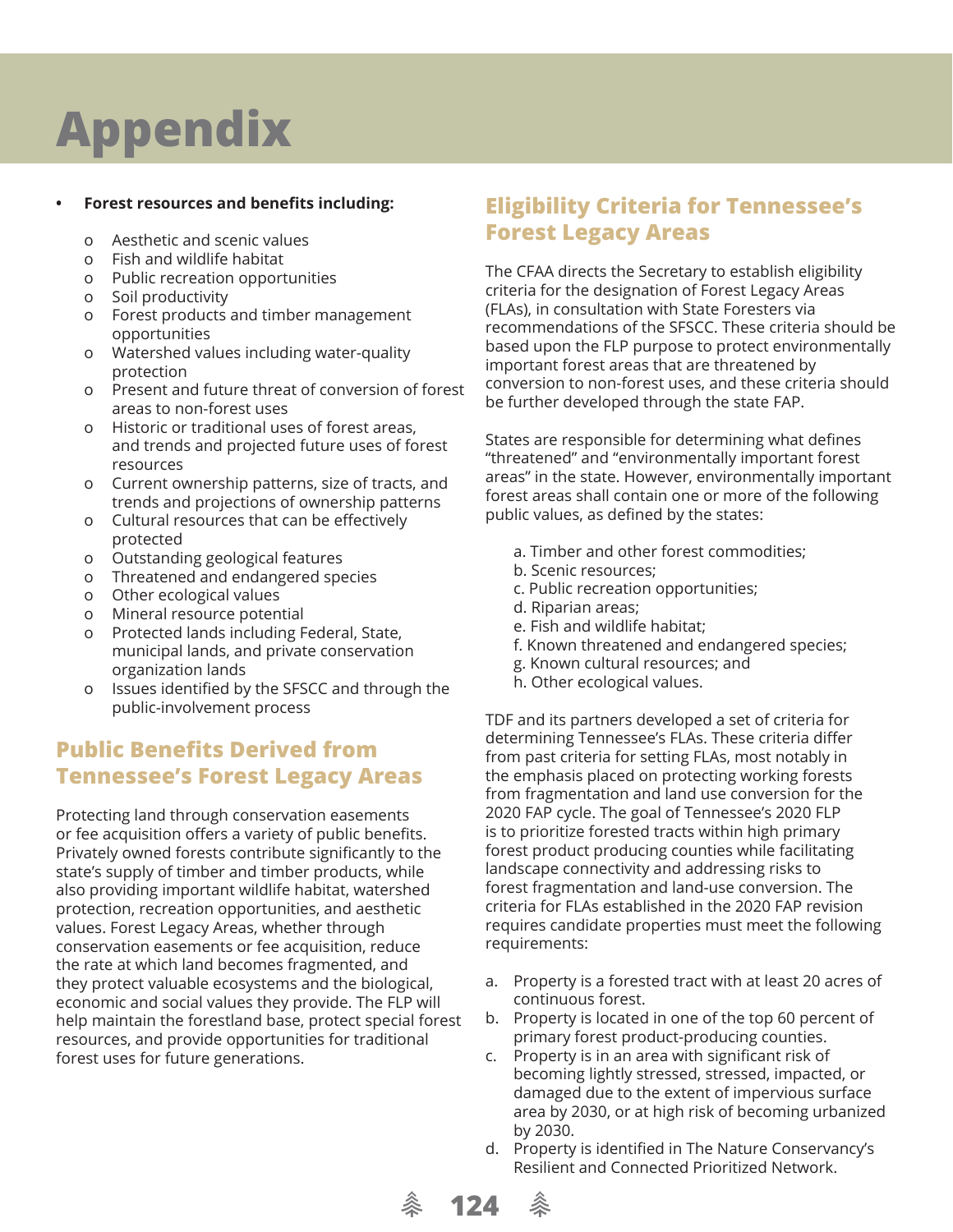# Appendix

- **Forest resources and benefits including:**
  - Aesthetic and scenic values
  - Fish and wildlife habitat
  - Public recreation opportunities
  - Soil productivity
  - Forest products and timber management opportunities
  - Watershed values including water-quality protection
  - Present and future threat of conversion of forest areas to non-forest uses
  - Historic or traditional uses of forest areas, and trends and projected future uses of forest resources
  - Current ownership patterns, size of tracts, and trends and projections of ownership patterns
  - Cultural resources that can be effectively protected
  - Outstanding geological features
  - Threatened and endangered species
  - Other ecological values
  - Mineral resource potential
  - Protected lands including Federal, State, municipal lands, and private conservation organization lands
  - Issues identified by the SFSCC and through the public-involvement process

## Public Benefits Derived from Tennessee's Forest Legacy Areas

Protecting land through conservation easements or fee acquisition offers a variety of public benefits. Privately owned forests contribute significantly to the state's supply of timber and timber products, while also providing important wildlife habitat, watershed protection, recreation opportunities, and aesthetic values. Forest Legacy Areas, whether through conservation easements or fee acquisition, reduce the rate at which land becomes fragmented, and they protect valuable ecosystems and the biological, economic and social values they provide. The FLP will help maintain the forestland base, protect special forest resources, and provide opportunities for traditional forest uses for future generations.

## Eligibility Criteria for Tennessee's Forest Legacy Areas

The CFAA directs the Secretary to establish eligibility criteria for the designation of Forest Legacy Areas (FLAs), in consultation with State Foresters via recommendations of the SFSCC. These criteria should be based upon the FLP purpose to protect environmentally important forest areas that are threatened by conversion to non-forest uses, and these criteria should be further developed through the state FAP.

States are responsible for determining what defines "threatened" and "environmentally important forest areas" in the state. However, environmentally important forest areas shall contain one or more of the following public values, as defined by the states:

a. Timber and other forest commodities;
b. Scenic resources;
c. Public recreation opportunities;
d. Riparian areas;
e. Fish and wildlife habitat;
f. Known threatened and endangered species;
g. Known cultural resources; and
h. Other ecological values.

TDF and its partners developed a set of criteria for determining Tennessee's FLAs. These criteria differ from past criteria for setting FLAs, most notably in the emphasis placed on protecting working forests from fragmentation and land use conversion for the 2020 FAP cycle. The goal of Tennessee's 2020 FLP is to prioritize forested tracts within high primary forest product producing counties while facilitating landscape connectivity and addressing risks to forest fragmentation and land-use conversion. The criteria for FLAs established in the 2020 FAP revision requires candidate properties must meet the following requirements:

a. Property is a forested tract with at least 20 acres of continuous forest.
b. Property is located in one of the top 60 percent of primary forest product-producing counties.
c. Property is in an area with significant risk of becoming lightly stressed, stressed, impacted, or damaged due to the extent of impervious surface area by 2030, or at high risk of becoming urbanized by 2030.
d. Property is identified in The Nature Conservancy's Resilient and Connected Prioritized Network.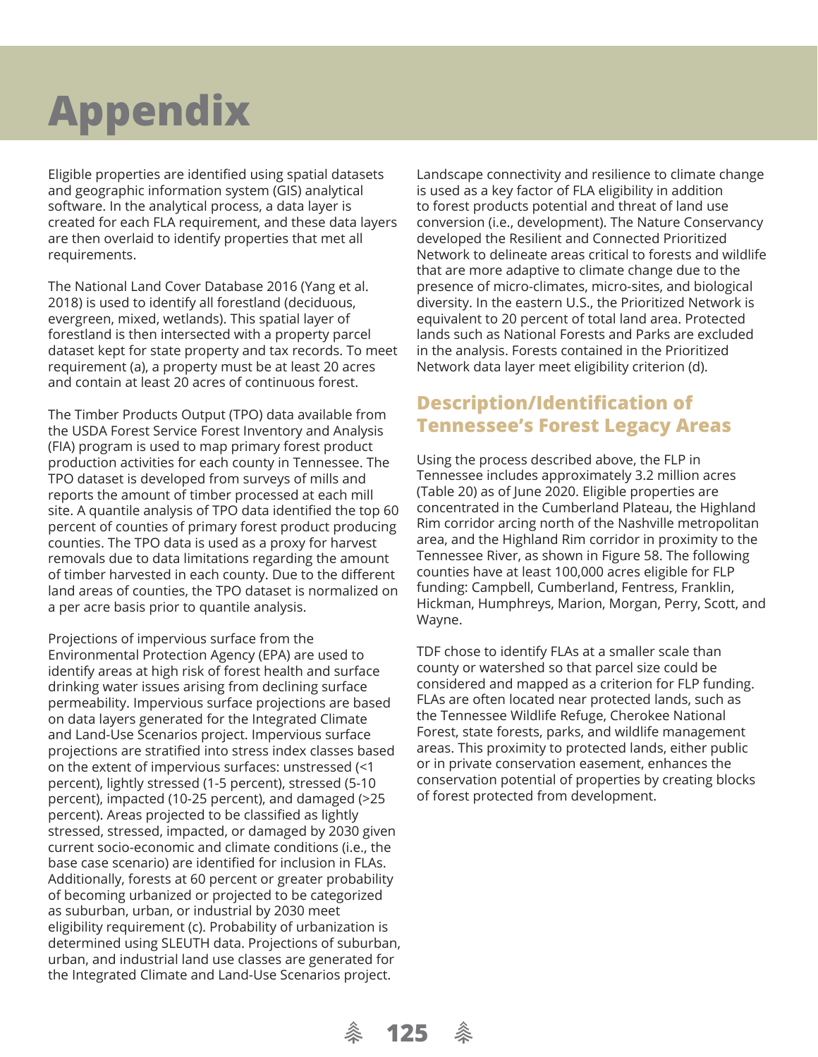# Appendix

Eligible properties are identified using spatial datasets and geographic information system (GIS) analytical software. In the analytical process, a data layer is created for each FLA requirement, and these data layers are then overlaid to identify properties that met all requirements.

The National Land Cover Database 2016 (Yang et al. 2018) is used to identify all forestland (deciduous, evergreen, mixed, wetlands). This spatial layer of forestland is then intersected with a property parcel dataset kept for state property and tax records. To meet requirement (a), a property must be at least 20 acres and contain at least 20 acres of continuous forest.

The Timber Products Output (TPO) data available from the USDA Forest Service Forest Inventory and Analysis (FIA) program is used to map primary forest product production activities for each county in Tennessee. The TPO dataset is developed from surveys of mills and reports the amount of timber processed at each mill site. A quantile analysis of TPO data identified the top 60 percent of counties of primary forest product producing counties. The TPO data is used as a proxy for harvest removals due to data limitations regarding the amount of timber harvested in each county. Due to the different land areas of counties, the TPO dataset is normalized on a per acre basis prior to quantile analysis.

Projections of impervious surface from the Environmental Protection Agency (EPA) are used to identify areas at high risk of forest health and surface drinking water issues arising from declining surface permeability. Impervious surface projections are based on data layers generated for the Integrated Climate and Land-Use Scenarios project. Impervious surface projections are stratified into stress index classes based on the extent of impervious surfaces: unstressed (<1 percent), lightly stressed (1-5 percent), stressed (5-10 percent), impacted (10-25 percent), and damaged (>25 percent). Areas projected to be classified as lightly stressed, stressed, impacted, or damaged by 2030 given current socio-economic and climate conditions (i.e., the base case scenario) are identified for inclusion in FLAs. Additionally, forests at 60 percent or greater probability of becoming urbanized or projected to be categorized as suburban, urban, or industrial by 2030 meet eligibility requirement (c). Probability of urbanization is determined using SLEUTH data. Projections of suburban, urban, and industrial land use classes are generated for the Integrated Climate and Land-Use Scenarios project.

Landscape connectivity and resilience to climate change is used as a key factor of FLA eligibility in addition to forest products potential and threat of land use conversion (i.e., development). The Nature Conservancy developed the Resilient and Connected Prioritized Network to delineate areas critical to forests and wildlife that are more adaptive to climate change due to the presence of micro-climates, micro-sites, and biological diversity. In the eastern U.S., the Prioritized Network is equivalent to 20 percent of total land area. Protected lands such as National Forests and Parks are excluded in the analysis. Forests contained in the Prioritized Network data layer meet eligibility criterion (d).

## Description/Identification of Tennessee's Forest Legacy Areas

Using the process described above, the FLP in Tennessee includes approximately 3.2 million acres (Table 20) as of June 2020. Eligible properties are concentrated in the Cumberland Plateau, the Highland Rim corridor arcing north of the Nashville metropolitan area, and the Highland Rim corridor in proximity to the Tennessee River, as shown in Figure 58. The following counties have at least 100,000 acres eligible for FLP funding: Campbell, Cumberland, Fentress, Franklin, Hickman, Humphreys, Marion, Morgan, Perry, Scott, and Wayne.

TDF chose to identify FLAs at a smaller scale than county or watershed so that parcel size could be considered and mapped as a criterion for FLP funding. FLAs are often located near protected lands, such as the Tennessee Wildlife Refuge, Cherokee National Forest, state forests, parks, and wildlife management areas. This proximity to protected lands, either public or in private conservation easement, enhances the conservation potential of properties by creating blocks of forest protected from development.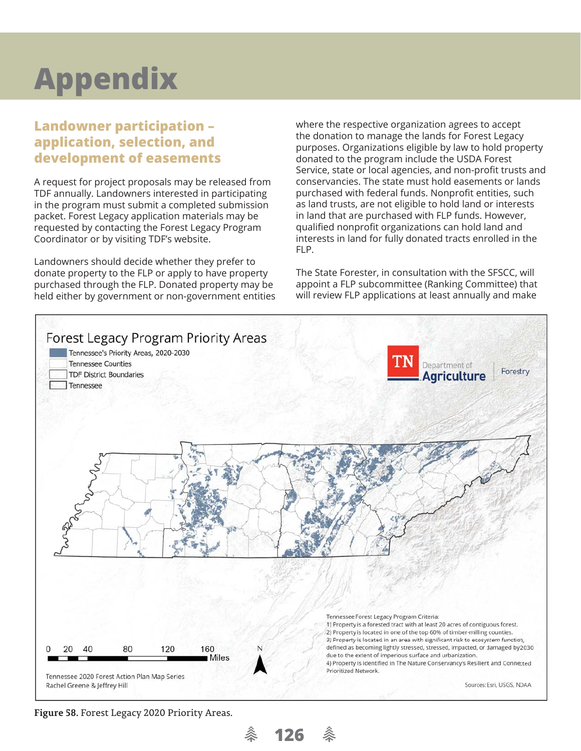# Appendix

## Landowner participation – application, selection, and development of easements

A request for project proposals may be released from TDF annually. Landowners interested in participating in the program must submit a completed submission packet. Forest Legacy application materials may be requested by contacting the Forest Legacy Program Coordinator or by visiting TDF's website.

Landowners should decide whether they prefer to donate property to the FLP or apply to have property purchased through the FLP. Donated property may be held either by government or non-government entities where the respective organization agrees to accept the donation to manage the lands for Forest Legacy purposes. Organizations eligible by law to hold property donated to the program include the USDA Forest Service, state or local agencies, and non-profit trusts and conservancies. The state must hold easements or lands purchased with federal funds. Nonprofit entities, such as land trusts, are not eligible to hold land or interests in land that are purchased with FLP funds. However, qualified nonprofit organizations can hold land and interests in land for fully donated tracts enrolled in the FLP.

The State Forester, in consultation with the SFSCC, will appoint a FLP subcommittee (Ranking Committee) that will review FLP applications at least annually and make

Forest Legacy Program Priority Areas

- Tennessee's Priority Areas, 2020-2030
- Tennessee Counties
- TDF District Boundaries
- Tennessee

Tennessee Forest Legacy Program Criteria:
1) Property is a forested tract with at least 20 acres of contiguous forest.
2) Property is located in one of the top 60% of timber-milling counties.
3) Property is located in an area with significant risk to ecosystem function, defined as becoming lightly stressed, stressed, impacted, or damaged by 2030 due to the extent of imperious surface and urbanization.
4) Property is identified in The Nature Conservancy's Resilient and Connected Prioritized Network.

Tennessee 2020 Forest Action Plan Map Series
Rachel Greene & Jeffrey Hill

Sources: Esri, USGS, NOAA

**Figure 58.** Forest Legacy 2020 Priority Areas.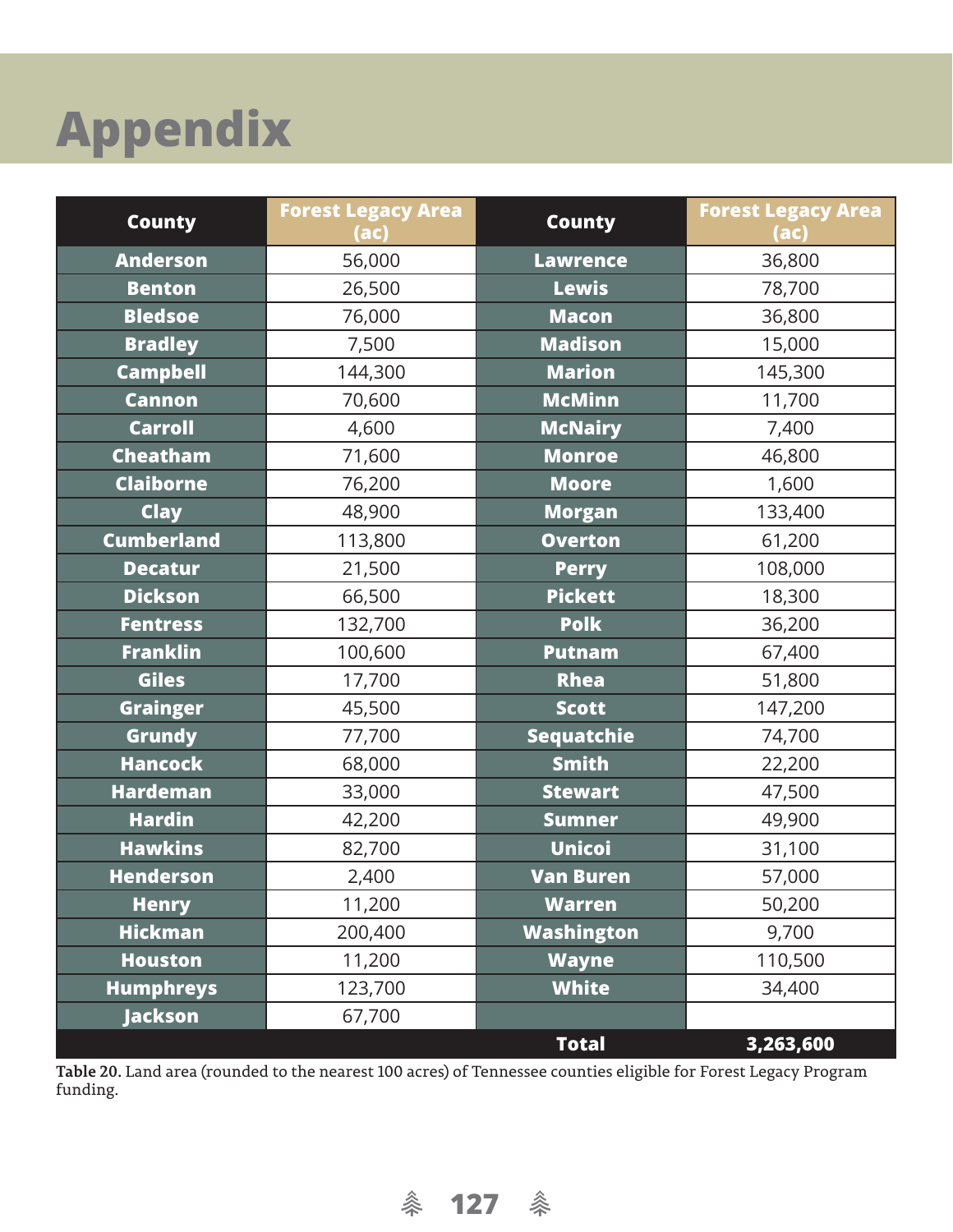# Appendix

| County | Forest Legacy Area (ac) | County | Forest Legacy Area (ac) |
|---|---|---|---|
| Anderson | 56,000 | Lawrence | 36,800 |
| Benton | 26,500 | Lewis | 78,700 |
| Bledsoe | 76,000 | Macon | 36,800 |
| Bradley | 7,500 | Madison | 15,000 |
| Campbell | 144,300 | Marion | 145,300 |
| Cannon | 70,600 | McMinn | 11,700 |
| Carroll | 4,600 | McNairy | 7,400 |
| Cheatham | 71,600 | Monroe | 46,800 |
| Claiborne | 76,200 | Moore | 1,600 |
| Clay | 48,900 | Morgan | 133,400 |
| Cumberland | 113,800 | Overton | 61,200 |
| Decatur | 21,500 | Perry | 108,000 |
| Dickson | 66,500 | Pickett | 18,300 |
| Fentress | 132,700 | Polk | 36,200 |
| Franklin | 100,600 | Putnam | 67,400 |
| Giles | 17,700 | Rhea | 51,800 |
| Grainger | 45,500 | Scott | 147,200 |
| Grundy | 77,700 | Sequatchie | 74,700 |
| Hancock | 68,000 | Smith | 22,200 |
| Hardeman | 33,000 | Stewart | 47,500 |
| Hardin | 42,200 | Sumner | 49,900 |
| Hawkins | 82,700 | Unicoi | 31,100 |
| Henderson | 2,400 | Van Buren | 57,000 |
| Henry | 11,200 | Warren | 50,200 |
| Hickman | 200,400 | Washington | 9,700 |
| Houston | 11,200 | Wayne | 110,500 |
| Humphreys | 123,700 | White | 34,400 |
| Jackson | 67,700 | | |
| | | **Total** | **3,263,600** |

**Table 20.** Land area (rounded to the nearest 100 acres) of Tennessee counties eligible for Forest Legacy Program funding.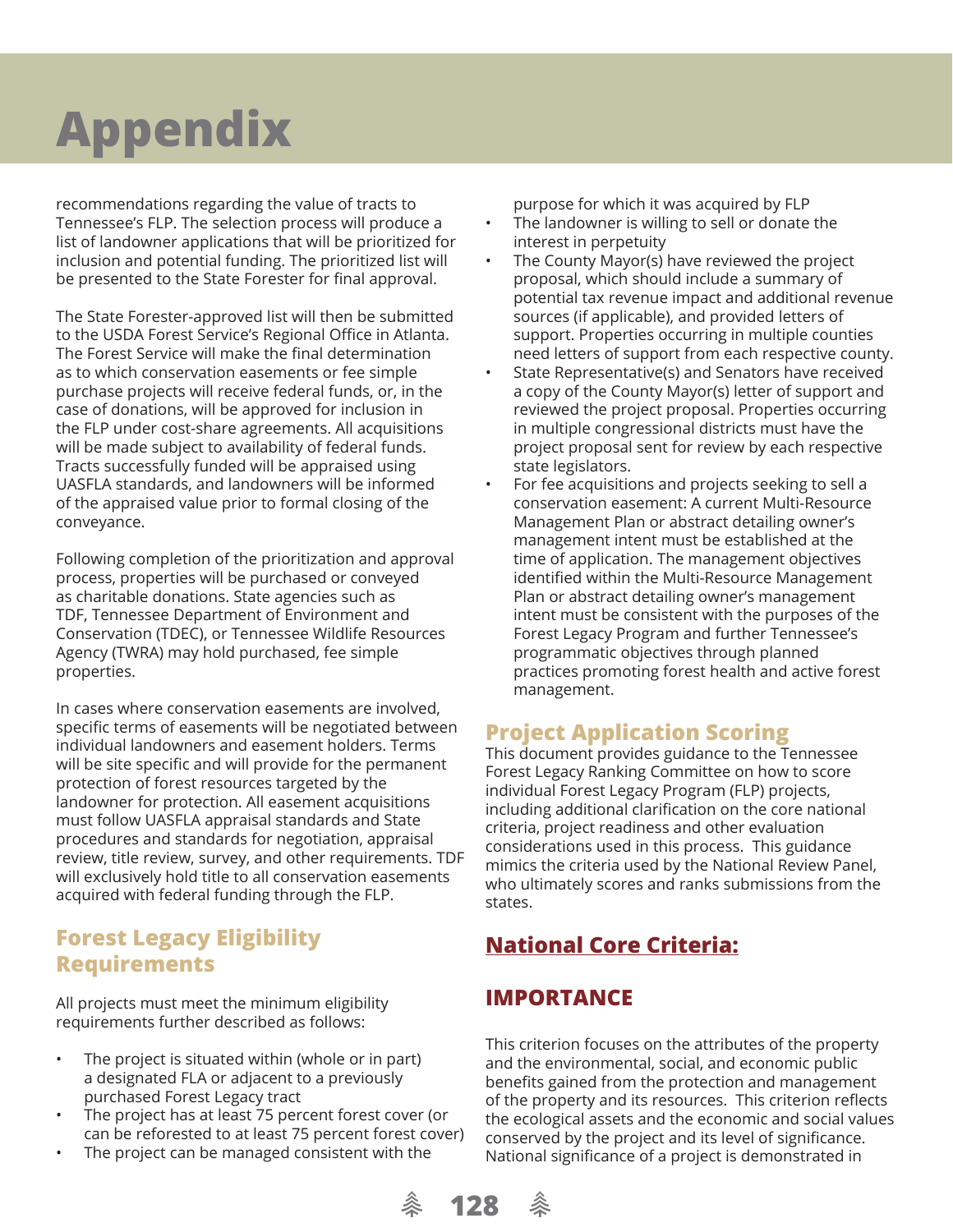# Appendix

recommendations regarding the value of tracts to Tennessee's FLP. The selection process will produce a list of landowner applications that will be prioritized for inclusion and potential funding. The prioritized list will be presented to the State Forester for final approval.

The State Forester-approved list will then be submitted to the USDA Forest Service's Regional Office in Atlanta. The Forest Service will make the final determination as to which conservation easements or fee simple purchase projects will receive federal funds, or, in the case of donations, will be approved for inclusion in the FLP under cost-share agreements. All acquisitions will be made subject to availability of federal funds. Tracts successfully funded will be appraised using UASFLA standards, and landowners will be informed of the appraised value prior to formal closing of the conveyance.

Following completion of the prioritization and approval process, properties will be purchased or conveyed as charitable donations. State agencies such as TDF, Tennessee Department of Environment and Conservation (TDEC), or Tennessee Wildlife Resources Agency (TWRA) may hold purchased, fee simple properties.

In cases where conservation easements are involved, specific terms of easements will be negotiated between individual landowners and easement holders. Terms will be site specific and will provide for the permanent protection of forest resources targeted by the landowner for protection. All easement acquisitions must follow UASFLA appraisal standards and State procedures and standards for negotiation, appraisal review, title review, survey, and other requirements. TDF will exclusively hold title to all conservation easements acquired with federal funding through the FLP.

## Forest Legacy Eligibility Requirements

All projects must meet the minimum eligibility requirements further described as follows:

- The project is situated within (whole or in part) a designated FLA or adjacent to a previously purchased Forest Legacy tract
- The project has at least 75 percent forest cover (or can be reforested to at least 75 percent forest cover)
- The project can be managed consistent with the purpose for which it was acquired by FLP
- The landowner is willing to sell or donate the interest in perpetuity
- The County Mayor(s) have reviewed the project proposal, which should include a summary of potential tax revenue impact and additional revenue sources (if applicable), and provided letters of support. Properties occurring in multiple counties need letters of support from each respective county.
- State Representative(s) and Senators have received a copy of the County Mayor(s) letter of support and reviewed the project proposal. Properties occurring in multiple congressional districts must have the project proposal sent for review by each respective state legislators.
- For fee acquisitions and projects seeking to sell a conservation easement: A current Multi-Resource Management Plan or abstract detailing owner's management intent must be established at the time of application. The management objectives identified within the Multi-Resource Management Plan or abstract detailing owner's management intent must be consistent with the purposes of the Forest Legacy Program and further Tennessee's programmatic objectives through planned practices promoting forest health and active forest management.

## Project Application Scoring

This document provides guidance to the Tennessee Forest Legacy Ranking Committee on how to score individual Forest Legacy Program (FLP) projects, including additional clarification on the core national criteria, project readiness and other evaluation considerations used in this process. This guidance mimics the criteria used by the National Review Panel, who ultimately scores and ranks submissions from the states.

## National Core Criteria:

### IMPORTANCE

This criterion focuses on the attributes of the property and the environmental, social, and economic public benefits gained from the protection and management of the property and its resources. This criterion reflects the ecological assets and the economic and social values conserved by the project and its level of significance. National significance of a project is demonstrated in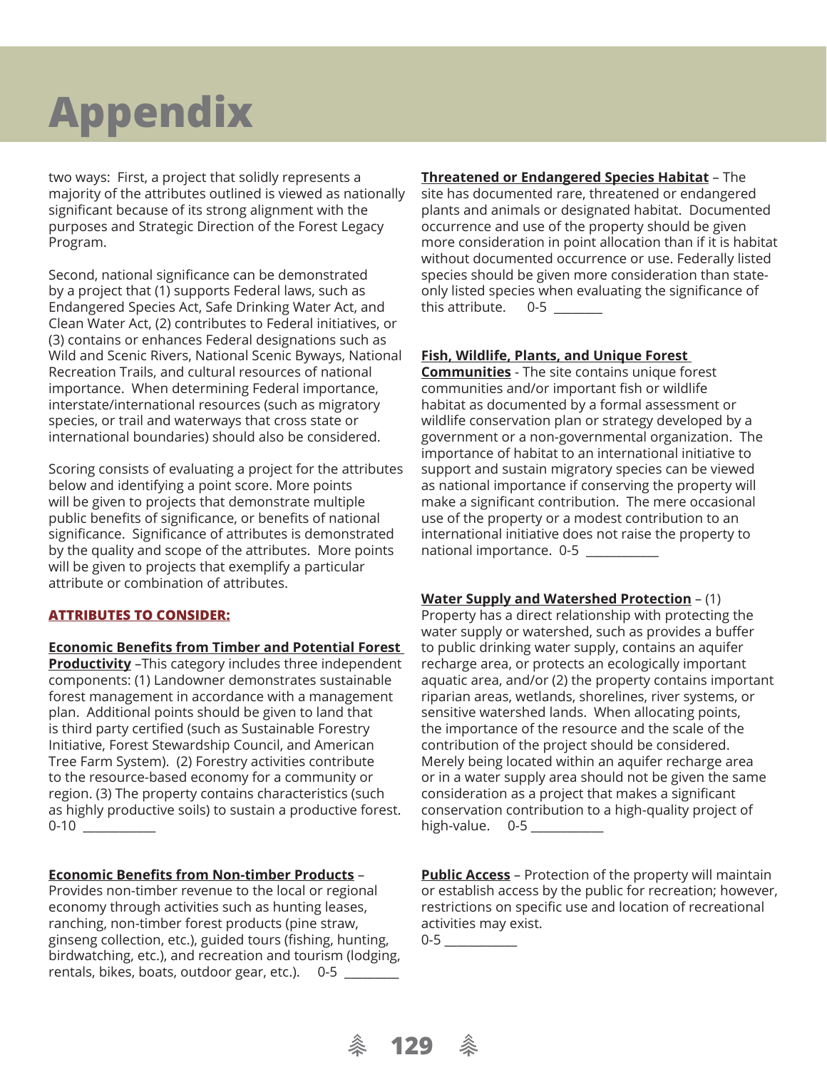# Appendix

two ways: First, a project that solidly represents a majority of the attributes outlined is viewed as nationally significant because of its strong alignment with the purposes and Strategic Direction of the Forest Legacy Program.

Second, national significance can be demonstrated by a project that (1) supports Federal laws, such as Endangered Species Act, Safe Drinking Water Act, and Clean Water Act, (2) contributes to Federal initiatives, or (3) contains or enhances Federal designations such as Wild and Scenic Rivers, National Scenic Byways, National Recreation Trails, and cultural resources of national importance. When determining Federal importance, interstate/international resources (such as migratory species, or trail and waterways that cross state or international boundaries) should also be considered.

Scoring consists of evaluating a project for the attributes below and identifying a point score. More points will be given to projects that demonstrate multiple public benefits of significance, or benefits of national significance. Significance of attributes is demonstrated by the quality and scope of the attributes. More points will be given to projects that exemplify a particular attribute or combination of attributes.

**ATTRIBUTES TO CONSIDER:**

**Economic Benefits from Timber and Potential Forest Productivity** –This category includes three independent components: (1) Landowner demonstrates sustainable forest management in accordance with a management plan. Additional points should be given to land that is third party certified (such as Sustainable Forestry Initiative, Forest Stewardship Council, and American Tree Farm System). (2) Forestry activities contribute to the resource-based economy for a community or region. (3) The property contains characteristics (such as highly productive soils) to sustain a productive forest. 0-10 ___________

**Economic Benefits from Non-timber Products** – Provides non-timber revenue to the local or regional economy through activities such as hunting leases, ranching, non-timber forest products (pine straw, ginseng collection, etc.), guided tours (fishing, hunting, birdwatching, etc.), and recreation and tourism (lodging, rentals, bikes, boats, outdoor gear, etc.). 0-5 ________

**Threatened or Endangered Species Habitat** – The site has documented rare, threatened or endangered plants and animals or designated habitat. Documented occurrence and use of the property should be given more consideration in point allocation than if it is habitat without documented occurrence or use. Federally listed species should be given more consideration than state-only listed species when evaluating the significance of this attribute. 0-5 _______

**Fish, Wildlife, Plants, and Unique Forest Communities** - The site contains unique forest communities and/or important fish or wildlife habitat as documented by a formal assessment or wildlife conservation plan or strategy developed by a government or a non-governmental organization. The importance of habitat to an international initiative to support and sustain migratory species can be viewed as national importance if conserving the property will make a significant contribution. The mere occasional use of the property or a modest contribution to an international initiative does not raise the property to national importance. 0-5 ___________

**Water Supply and Watershed Protection** – (1) Property has a direct relationship with protecting the water supply or watershed, such as provides a buffer to public drinking water supply, contains an aquifer recharge area, or protects an ecologically important aquatic area, and/or (2) the property contains important riparian areas, wetlands, shorelines, river systems, or sensitive watershed lands. When allocating points, the importance of the resource and the scale of the contribution of the project should be considered. Merely being located within an aquifer recharge area or in a water supply area should not be given the same consideration as a project that makes a significant conservation contribution to a high-quality project of high-value. 0-5 ___________

**Public Access** – Protection of the property will maintain or establish access by the public for recreation; however, restrictions on specific use and location of recreational activities may exist.
0-5 ___________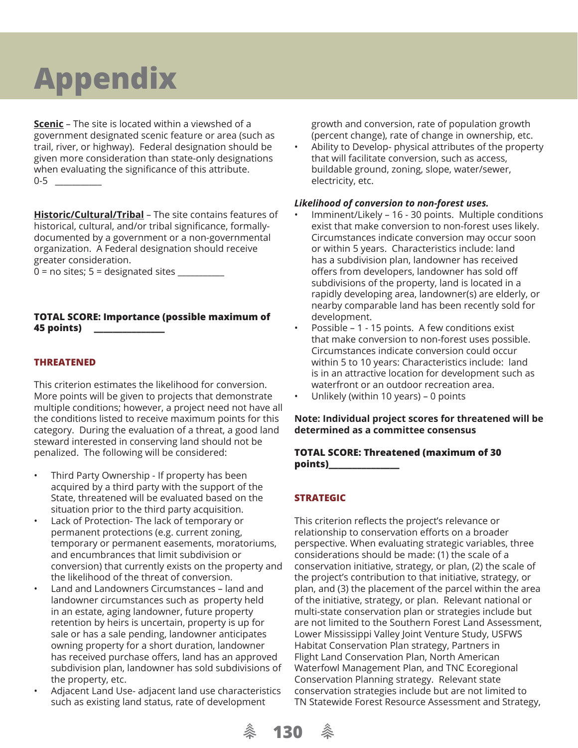# Appendix

**Scenic** – The site is located within a viewshed of a government designated scenic feature or area (such as trail, river, or highway). Federal designation should be given more consideration than state-only designations when evaluating the significance of this attribute.
0-5 __________

**Historic/Cultural/Tribal** – The site contains features of historical, cultural, and/or tribal significance, formally-documented by a government or a non-governmental organization. A Federal designation should receive greater consideration.
0 = no sites; 5 = designated sites __________

**TOTAL SCORE: Importance (possible maximum of 45 points)** ______________

## THREATENED

This criterion estimates the likelihood for conversion. More points will be given to projects that demonstrate multiple conditions; however, a project need not have all the conditions listed to receive maximum points for this category. During the evaluation of a threat, a good land steward interested in conserving land should not be penalized. The following will be considered:

- Third Party Ownership - If property has been acquired by a third party with the support of the State, threatened will be evaluated based on the situation prior to the third party acquisition.
- Lack of Protection- The lack of temporary or permanent protections (e.g. current zoning, temporary or permanent easements, moratoriums, and encumbrances that limit subdivision or conversion) that currently exists on the property and the likelihood of the threat of conversion.
- Land and Landowners Circumstances – land and landowner circumstances such as property held in an estate, aging landowner, future property retention by heirs is uncertain, property is up for sale or has a sale pending, landowner anticipates owning property for a short duration, landowner has received purchase offers, land has an approved subdivision plan, landowner has sold subdivisions of the property, etc.
- Adjacent Land Use- adjacent land use characteristics such as existing land status, rate of development growth and conversion, rate of population growth (percent change), rate of change in ownership, etc.
- Ability to Develop- physical attributes of the property that will facilitate conversion, such as access, buildable ground, zoning, slope, water/sewer, electricity, etc.

***Likelihood of conversion to non-forest uses.***

- Imminent/Likely – 16 - 30 points. Multiple conditions exist that make conversion to non-forest uses likely. Circumstances indicate conversion may occur soon or within 5 years. Characteristics include: land has a subdivision plan, landowner has received offers from developers, landowner has sold off subdivisions of the property, land is located in a rapidly developing area, landowner(s) are elderly, or nearby comparable land has been recently sold for development.
- Possible – 1 - 15 points. A few conditions exist that make conversion to non-forest uses possible. Circumstances indicate conversion could occur within 5 to 10 years: Characteristics include: land is in an attractive location for development such as waterfront or an outdoor recreation area.
- Unlikely (within 10 years) – 0 points

**Note: Individual project scores for threatened will be determined as a committee consensus**

**TOTAL SCORE: Threatened (maximum of 30 points)______________**

## STRATEGIC

This criterion reflects the project's relevance or relationship to conservation efforts on a broader perspective. When evaluating strategic variables, three considerations should be made: (1) the scale of a conservation initiative, strategy, or plan, (2) the scale of the project's contribution to that initiative, strategy, or plan, and (3) the placement of the parcel within the area of the initiative, strategy, or plan. Relevant national or multi-state conservation plan or strategies include but are not limited to the Southern Forest Land Assessment, Lower Mississippi Valley Joint Venture Study, USFWS Habitat Conservation Plan strategy, Partners in Flight Land Conservation Plan, North American Waterfowl Management Plan, and TNC Ecoregional Conservation Planning strategy. Relevant state conservation strategies include but are not limited to TN Statewide Forest Resource Assessment and Strategy,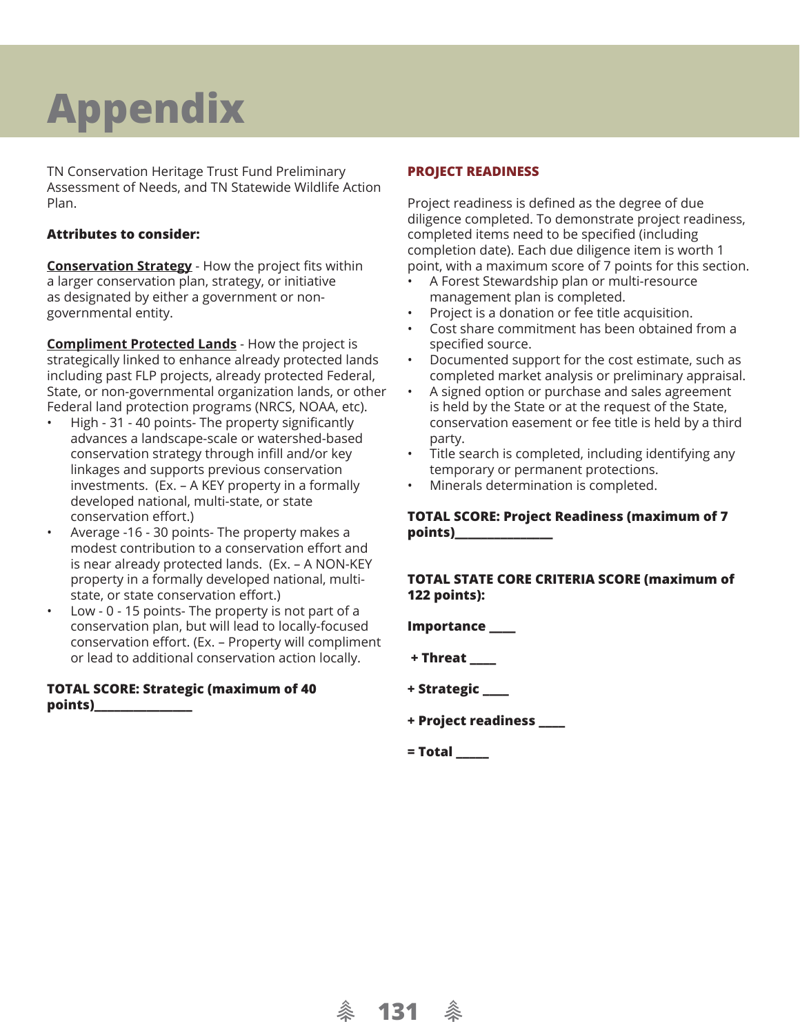# Appendix

TN Conservation Heritage Trust Fund Preliminary Assessment of Needs, and TN Statewide Wildlife Action Plan.

**Attributes to consider:**

**Conservation Strategy** - How the project fits within a larger conservation plan, strategy, or initiative as designated by either a government or non-governmental entity.

**Compliment Protected Lands** - How the project is strategically linked to enhance already protected lands including past FLP projects, already protected Federal, State, or non-governmental organization lands, or other Federal land protection programs (NRCS, NOAA, etc).

- High - 31 - 40 points- The property significantly advances a landscape-scale or watershed-based conservation strategy through infill and/or key linkages and supports previous conservation investments. (Ex. – A KEY property in a formally developed national, multi-state, or state conservation effort.)
- Average -16 - 30 points- The property makes a modest contribution to a conservation effort and is near already protected lands. (Ex. – A NON-KEY property in a formally developed national, multi-state, or state conservation effort.)
- Low - 0 - 15 points- The property is not part of a conservation plan, but will lead to locally-focused conservation effort. (Ex. – Property will compliment or lead to additional conservation action locally.

**TOTAL SCORE: Strategic (maximum of 40 points)\_\_\_\_\_\_\_\_\_\_\_\_\_\_\_**

## PROJECT READINESS

Project readiness is defined as the degree of due diligence completed. To demonstrate project readiness, completed items need to be specified (including completion date). Each due diligence item is worth 1 point, with a maximum score of 7 points for this section.

- A Forest Stewardship plan or multi-resource management plan is completed.
- Project is a donation or fee title acquisition.
- Cost share commitment has been obtained from a specified source.
- Documented support for the cost estimate, such as completed market analysis or preliminary appraisal.
- A signed option or purchase and sales agreement is held by the State or at the request of the State, conservation easement or fee title is held by a third party.
- Title search is completed, including identifying any temporary or permanent protections.
- Minerals determination is completed.

**TOTAL SCORE: Project Readiness (maximum of 7 points)\_\_\_\_\_\_\_\_\_\_\_\_\_\_\_**

**TOTAL STATE CORE CRITERIA SCORE (maximum of 122 points):**

**Importance \_\_\_\_**

**+ Threat \_\_\_\_**

**+ Strategic \_\_\_\_**

**+ Project readiness \_\_\_\_**

**= Total \_\_\_\_\_**